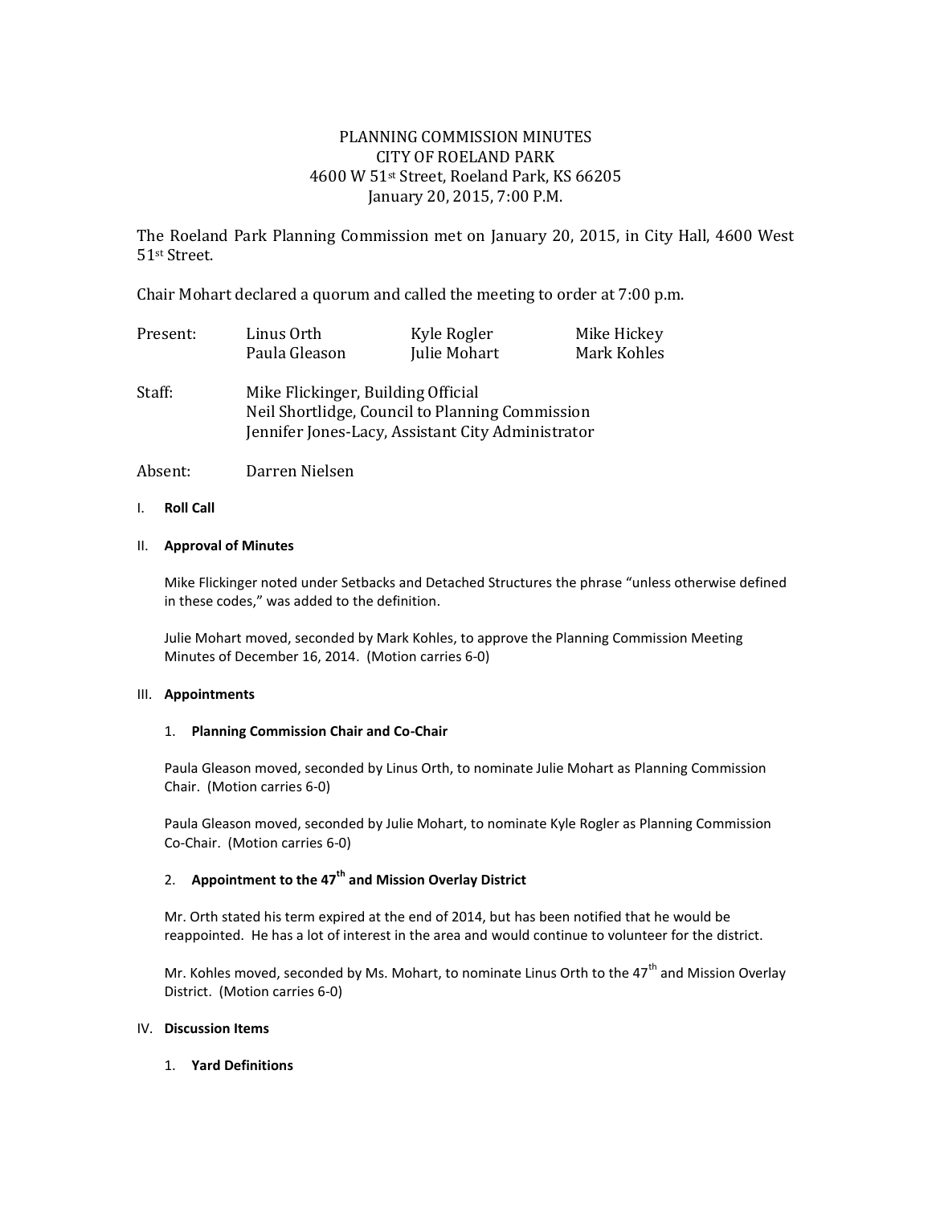# PLANNING COMMISSION MINUTES
## CITY OF ROELAND PARK
4600 W 51st Street, Roeland Park, KS 66205
January 20, 2015, 7:00 P.M.

The Roeland Park Planning Commission met on January 20, 2015, in City Hall, 4600 West 51st Street.

Chair Mohart declared a quorum and called the meeting to order at 7:00 p.m.

| | | | |
|---|---|---|---|
| Present: | Linus Orth | Kyle Rogler | Mike Hickey |
| | Paula Gleason | Julie Mohart | Mark Kohles |

Staff: Mike Flickinger, Building Official
Neil Shortlidge, Council to Planning Commission
Jennifer Jones-Lacy, Assistant City Administrator

Absent: Darren Nielsen

I. **Roll Call**

II. **Approval of Minutes**

Mike Flickinger noted under Setbacks and Detached Structures the phrase "unless otherwise defined in these codes," was added to the definition.

Julie Mohart moved, seconded by Mark Kohles, to approve the Planning Commission Meeting Minutes of December 16, 2014. (Motion carries 6-0)

III. **Appointments**

1. **Planning Commission Chair and Co-Chair**

Paula Gleason moved, seconded by Linus Orth, to nominate Julie Mohart as Planning Commission Chair. (Motion carries 6-0)

Paula Gleason moved, seconded by Julie Mohart, to nominate Kyle Rogler as Planning Commission Co-Chair. (Motion carries 6-0)

2. **Appointment to the 47th and Mission Overlay District**

Mr. Orth stated his term expired at the end of 2014, but has been notified that he would be reappointed. He has a lot of interest in the area and would continue to volunteer for the district.

Mr. Kohles moved, seconded by Ms. Mohart, to nominate Linus Orth to the 47th and Mission Overlay District. (Motion carries 6-0)

IV. **Discussion Items**

1. **Yard Definitions**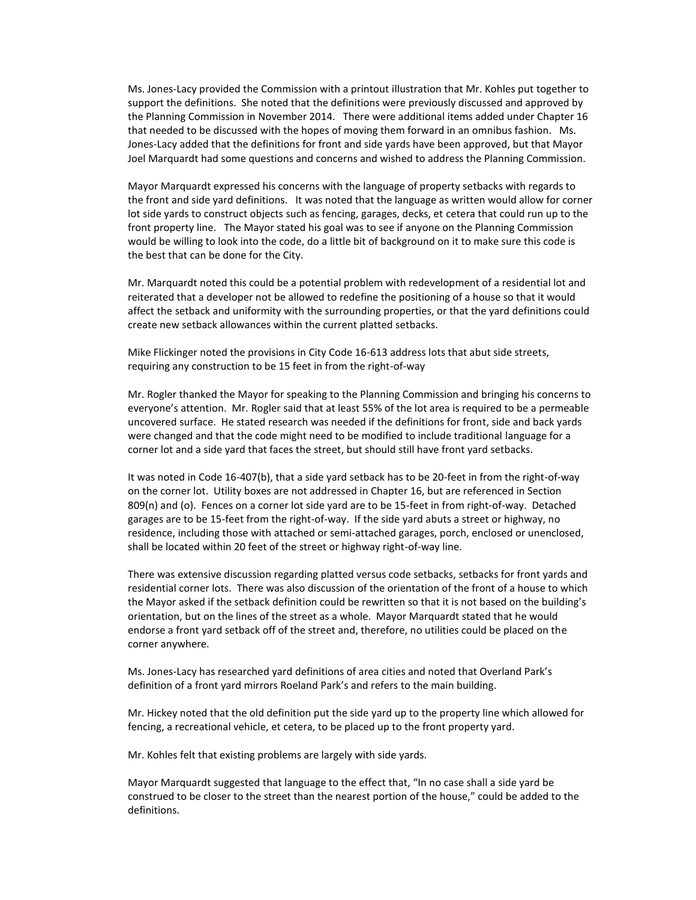Ms. Jones-Lacy provided the Commission with a printout illustration that Mr. Kohles put together to support the definitions. She noted that the definitions were previously discussed and approved by the Planning Commission in November 2014. There were additional items added under Chapter 16 that needed to be discussed with the hopes of moving them forward in an omnibus fashion. Ms. Jones-Lacy added that the definitions for front and side yards have been approved, but that Mayor Joel Marquardt had some questions and concerns and wished to address the Planning Commission.

Mayor Marquardt expressed his concerns with the language of property setbacks with regards to the front and side yard definitions. It was noted that the language as written would allow for corner lot side yards to construct objects such as fencing, garages, decks, et cetera that could run up to the front property line. The Mayor stated his goal was to see if anyone on the Planning Commission would be willing to look into the code, do a little bit of background on it to make sure this code is the best that can be done for the City.

Mr. Marquardt noted this could be a potential problem with redevelopment of a residential lot and reiterated that a developer not be allowed to redefine the positioning of a house so that it would affect the setback and uniformity with the surrounding properties, or that the yard definitions could create new setback allowances within the current platted setbacks.

Mike Flickinger noted the provisions in City Code 16-613 address lots that abut side streets, requiring any construction to be 15 feet in from the right-of-way

Mr. Rogler thanked the Mayor for speaking to the Planning Commission and bringing his concerns to everyone's attention. Mr. Rogler said that at least 55% of the lot area is required to be a permeable uncovered surface. He stated research was needed if the definitions for front, side and back yards were changed and that the code might need to be modified to include traditional language for a corner lot and a side yard that faces the street, but should still have front yard setbacks.

It was noted in Code 16-407(b), that a side yard setback has to be 20-feet in from the right-of-way on the corner lot. Utility boxes are not addressed in Chapter 16, but are referenced in Section 809(n) and (o). Fences on a corner lot side yard are to be 15-feet in from right-of-way. Detached garages are to be 15-feet from the right-of-way. If the side yard abuts a street or highway, no residence, including those with attached or semi-attached garages, porch, enclosed or unenclosed, shall be located within 20 feet of the street or highway right-of-way line.

There was extensive discussion regarding platted versus code setbacks, setbacks for front yards and residential corner lots. There was also discussion of the orientation of the front of a house to which the Mayor asked if the setback definition could be rewritten so that it is not based on the building's orientation, but on the lines of the street as a whole. Mayor Marquardt stated that he would endorse a front yard setback off of the street and, therefore, no utilities could be placed on the corner anywhere.

Ms. Jones-Lacy has researched yard definitions of area cities and noted that Overland Park's definition of a front yard mirrors Roeland Park's and refers to the main building.

Mr. Hickey noted that the old definition put the side yard up to the property line which allowed for fencing, a recreational vehicle, et cetera, to be placed up to the front property yard.

Mr. Kohles felt that existing problems are largely with side yards.

Mayor Marquardt suggested that language to the effect that, "In no case shall a side yard be construed to be closer to the street than the nearest portion of the house," could be added to the definitions.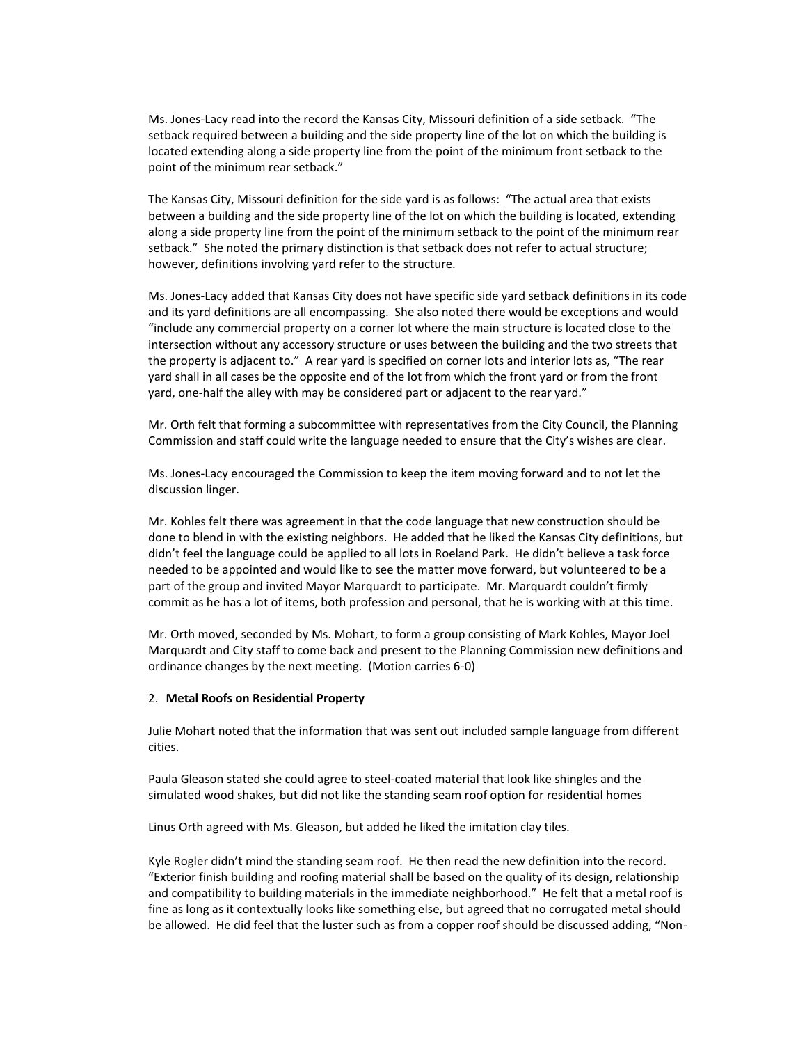Ms. Jones-Lacy read into the record the Kansas City, Missouri definition of a side setback. "The setback required between a building and the side property line of the lot on which the building is located extending along a side property line from the point of the minimum front setback to the point of the minimum rear setback."

The Kansas City, Missouri definition for the side yard is as follows: "The actual area that exists between a building and the side property line of the lot on which the building is located, extending along a side property line from the point of the minimum setback to the point of the minimum rear setback." She noted the primary distinction is that setback does not refer to actual structure; however, definitions involving yard refer to the structure.

Ms. Jones-Lacy added that Kansas City does not have specific side yard setback definitions in its code and its yard definitions are all encompassing. She also noted there would be exceptions and would "include any commercial property on a corner lot where the main structure is located close to the intersection without any accessory structure or uses between the building and the two streets that the property is adjacent to." A rear yard is specified on corner lots and interior lots as, "The rear yard shall in all cases be the opposite end of the lot from which the front yard or from the front yard, one-half the alley with may be considered part or adjacent to the rear yard."

Mr. Orth felt that forming a subcommittee with representatives from the City Council, the Planning Commission and staff could write the language needed to ensure that the City's wishes are clear.

Ms. Jones-Lacy encouraged the Commission to keep the item moving forward and to not let the discussion linger.

Mr. Kohles felt there was agreement in that the code language that new construction should be done to blend in with the existing neighbors. He added that he liked the Kansas City definitions, but didn't feel the language could be applied to all lots in Roeland Park. He didn't believe a task force needed to be appointed and would like to see the matter move forward, but volunteered to be a part of the group and invited Mayor Marquardt to participate. Mr. Marquardt couldn't firmly commit as he has a lot of items, both profession and personal, that he is working with at this time.

Mr. Orth moved, seconded by Ms. Mohart, to form a group consisting of Mark Kohles, Mayor Joel Marquardt and City staff to come back and present to the Planning Commission new definitions and ordinance changes by the next meeting. (Motion carries 6-0)

2. **Metal Roofs on Residential Property**

Julie Mohart noted that the information that was sent out included sample language from different cities.

Paula Gleason stated she could agree to steel-coated material that look like shingles and the simulated wood shakes, but did not like the standing seam roof option for residential homes

Linus Orth agreed with Ms. Gleason, but added he liked the imitation clay tiles.

Kyle Rogler didn't mind the standing seam roof. He then read the new definition into the record. "Exterior finish building and roofing material shall be based on the quality of its design, relationship and compatibility to building materials in the immediate neighborhood." He felt that a metal roof is fine as long as it contextually looks like something else, but agreed that no corrugated metal should be allowed. He did feel that the luster such as from a copper roof should be discussed adding, "Non-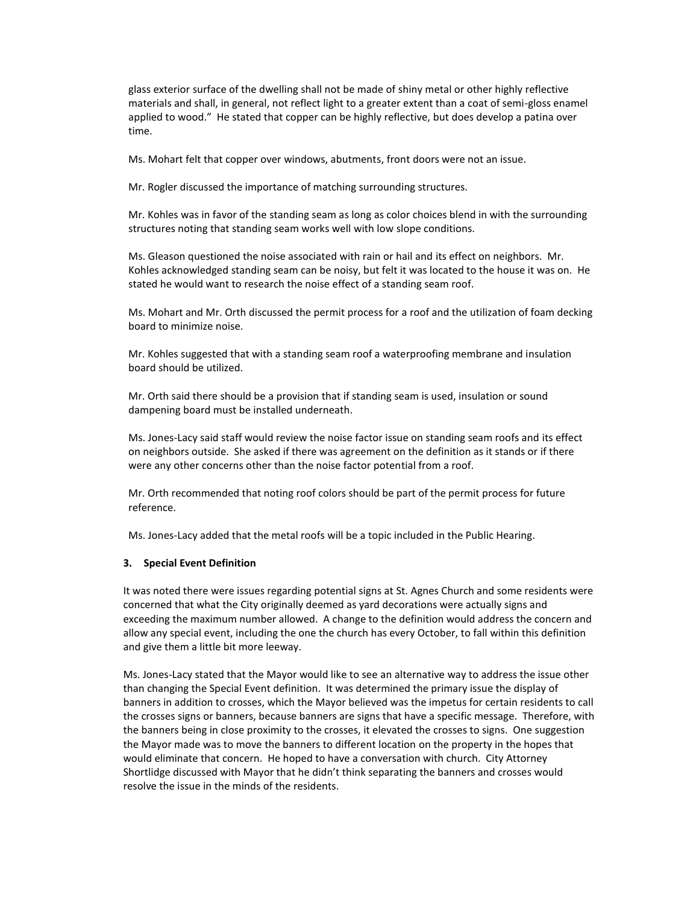glass exterior surface of the dwelling shall not be made of shiny metal or other highly reflective materials and shall, in general, not reflect light to a greater extent than a coat of semi-gloss enamel applied to wood." He stated that copper can be highly reflective, but does develop a patina over time.

Ms. Mohart felt that copper over windows, abutments, front doors were not an issue.

Mr. Rogler discussed the importance of matching surrounding structures.

Mr. Kohles was in favor of the standing seam as long as color choices blend in with the surrounding structures noting that standing seam works well with low slope conditions.

Ms. Gleason questioned the noise associated with rain or hail and its effect on neighbors. Mr. Kohles acknowledged standing seam can be noisy, but felt it was located to the house it was on. He stated he would want to research the noise effect of a standing seam roof.

Ms. Mohart and Mr. Orth discussed the permit process for a roof and the utilization of foam decking board to minimize noise.

Mr. Kohles suggested that with a standing seam roof a waterproofing membrane and insulation board should be utilized.

Mr. Orth said there should be a provision that if standing seam is used, insulation or sound dampening board must be installed underneath.

Ms. Jones-Lacy said staff would review the noise factor issue on standing seam roofs and its effect on neighbors outside. She asked if there was agreement on the definition as it stands or if there were any other concerns other than the noise factor potential from a roof.

Mr. Orth recommended that noting roof colors should be part of the permit process for future reference.

Ms. Jones-Lacy added that the metal roofs will be a topic included in the Public Hearing.

**3. Special Event Definition**

It was noted there were issues regarding potential signs at St. Agnes Church and some residents were concerned that what the City originally deemed as yard decorations were actually signs and exceeding the maximum number allowed. A change to the definition would address the concern and allow any special event, including the one the church has every October, to fall within this definition and give them a little bit more leeway.

Ms. Jones-Lacy stated that the Mayor would like to see an alternative way to address the issue other than changing the Special Event definition. It was determined the primary issue the display of banners in addition to crosses, which the Mayor believed was the impetus for certain residents to call the crosses signs or banners, because banners are signs that have a specific message. Therefore, with the banners being in close proximity to the crosses, it elevated the crosses to signs. One suggestion the Mayor made was to move the banners to different location on the property in the hopes that would eliminate that concern. He hoped to have a conversation with church. City Attorney Shortlidge discussed with Mayor that he didn't think separating the banners and crosses would resolve the issue in the minds of the residents.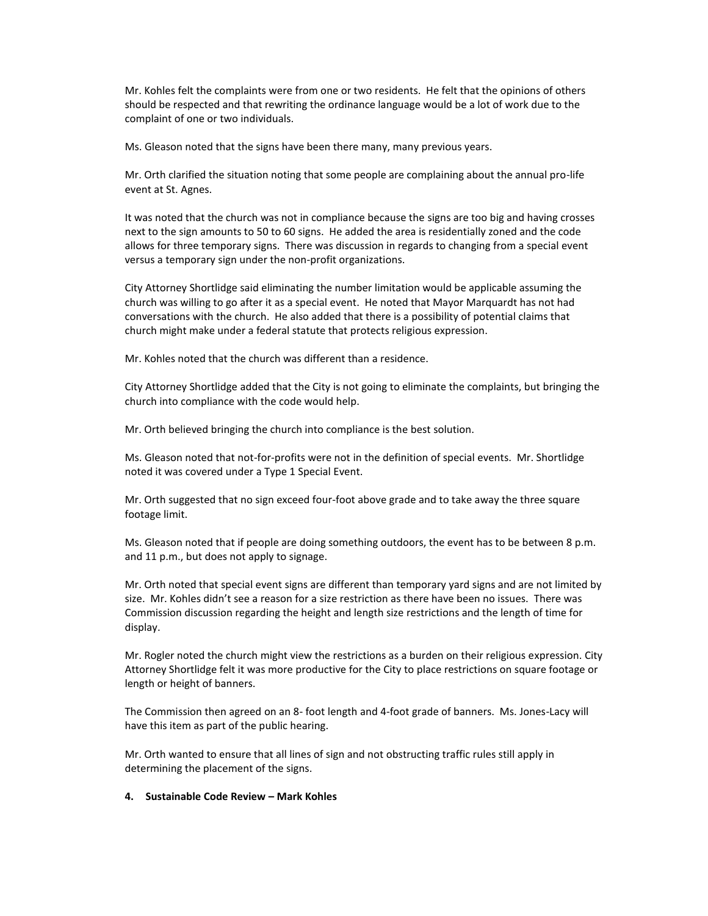Mr. Kohles felt the complaints were from one or two residents. He felt that the opinions of others should be respected and that rewriting the ordinance language would be a lot of work due to the complaint of one or two individuals.

Ms. Gleason noted that the signs have been there many, many previous years.

Mr. Orth clarified the situation noting that some people are complaining about the annual pro-life event at St. Agnes.

It was noted that the church was not in compliance because the signs are too big and having crosses next to the sign amounts to 50 to 60 signs. He added the area is residentially zoned and the code allows for three temporary signs. There was discussion in regards to changing from a special event versus a temporary sign under the non-profit organizations.

City Attorney Shortlidge said eliminating the number limitation would be applicable assuming the church was willing to go after it as a special event. He noted that Mayor Marquardt has not had conversations with the church. He also added that there is a possibility of potential claims that church might make under a federal statute that protects religious expression.

Mr. Kohles noted that the church was different than a residence.

City Attorney Shortlidge added that the City is not going to eliminate the complaints, but bringing the church into compliance with the code would help.

Mr. Orth believed bringing the church into compliance is the best solution.

Ms. Gleason noted that not-for-profits were not in the definition of special events. Mr. Shortlidge noted it was covered under a Type 1 Special Event.

Mr. Orth suggested that no sign exceed four-foot above grade and to take away the three square footage limit.

Ms. Gleason noted that if people are doing something outdoors, the event has to be between 8 p.m. and 11 p.m., but does not apply to signage.

Mr. Orth noted that special event signs are different than temporary yard signs and are not limited by size. Mr. Kohles didn't see a reason for a size restriction as there have been no issues. There was Commission discussion regarding the height and length size restrictions and the length of time for display.

Mr. Rogler noted the church might view the restrictions as a burden on their religious expression. City Attorney Shortlidge felt it was more productive for the City to place restrictions on square footage or length or height of banners.

The Commission then agreed on an 8- foot length and 4-foot grade of banners. Ms. Jones-Lacy will have this item as part of the public hearing.

Mr. Orth wanted to ensure that all lines of sign and not obstructing traffic rules still apply in determining the placement of the signs.

**4. Sustainable Code Review – Mark Kohles**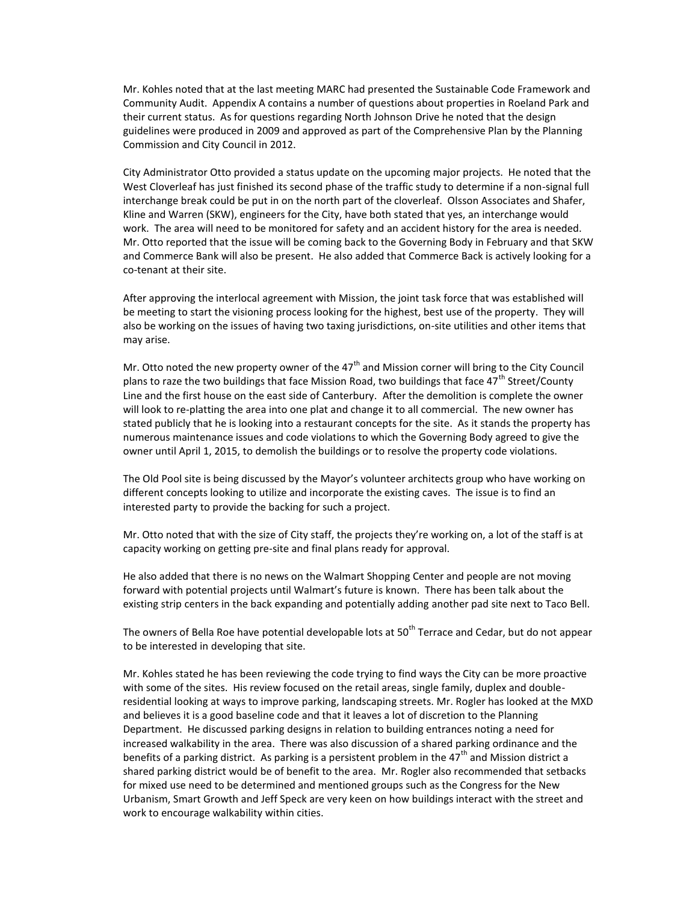Mr. Kohles noted that at the last meeting MARC had presented the Sustainable Code Framework and Community Audit. Appendix A contains a number of questions about properties in Roeland Park and their current status. As for questions regarding North Johnson Drive he noted that the design guidelines were produced in 2009 and approved as part of the Comprehensive Plan by the Planning Commission and City Council in 2012.

City Administrator Otto provided a status update on the upcoming major projects. He noted that the West Cloverleaf has just finished its second phase of the traffic study to determine if a non-signal full interchange break could be put in on the north part of the cloverleaf. Olsson Associates and Shafer, Kline and Warren (SKW), engineers for the City, have both stated that yes, an interchange would work. The area will need to be monitored for safety and an accident history for the area is needed. Mr. Otto reported that the issue will be coming back to the Governing Body in February and that SKW and Commerce Bank will also be present. He also added that Commerce Back is actively looking for a co-tenant at their site.

After approving the interlocal agreement with Mission, the joint task force that was established will be meeting to start the visioning process looking for the highest, best use of the property. They will also be working on the issues of having two taxing jurisdictions, on-site utilities and other items that may arise.

Mr. Otto noted the new property owner of the 47th and Mission corner will bring to the City Council plans to raze the two buildings that face Mission Road, two buildings that face 47th Street/County Line and the first house on the east side of Canterbury. After the demolition is complete the owner will look to re-platting the area into one plat and change it to all commercial. The new owner has stated publicly that he is looking into a restaurant concepts for the site. As it stands the property has numerous maintenance issues and code violations to which the Governing Body agreed to give the owner until April 1, 2015, to demolish the buildings or to resolve the property code violations.

The Old Pool site is being discussed by the Mayor's volunteer architects group who have working on different concepts looking to utilize and incorporate the existing caves. The issue is to find an interested party to provide the backing for such a project.

Mr. Otto noted that with the size of City staff, the projects they're working on, a lot of the staff is at capacity working on getting pre-site and final plans ready for approval.

He also added that there is no news on the Walmart Shopping Center and people are not moving forward with potential projects until Walmart's future is known. There has been talk about the existing strip centers in the back expanding and potentially adding another pad site next to Taco Bell.

The owners of Bella Roe have potential developable lots at 50th Terrace and Cedar, but do not appear to be interested in developing that site.

Mr. Kohles stated he has been reviewing the code trying to find ways the City can be more proactive with some of the sites. His review focused on the retail areas, single family, duplex and double-residential looking at ways to improve parking, landscaping streets. Mr. Rogler has looked at the MXD and believes it is a good baseline code and that it leaves a lot of discretion to the Planning Department. He discussed parking designs in relation to building entrances noting a need for increased walkability in the area. There was also discussion of a shared parking ordinance and the benefits of a parking district. As parking is a persistent problem in the 47th and Mission district a shared parking district would be of benefit to the area. Mr. Rogler also recommended that setbacks for mixed use need to be determined and mentioned groups such as the Congress for the New Urbanism, Smart Growth and Jeff Speck are very keen on how buildings interact with the street and work to encourage walkability within cities.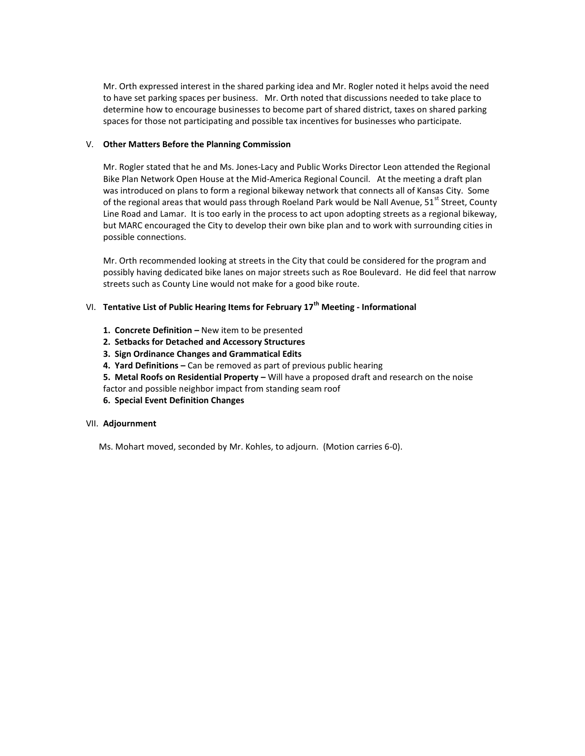Mr. Orth expressed interest in the shared parking idea and Mr. Rogler noted it helps avoid the need to have set parking spaces per business. Mr. Orth noted that discussions needed to take place to determine how to encourage businesses to become part of shared district, taxes on shared parking spaces for those not participating and possible tax incentives for businesses who participate.

V. **Other Matters Before the Planning Commission**

Mr. Rogler stated that he and Ms. Jones-Lacy and Public Works Director Leon attended the Regional Bike Plan Network Open House at the Mid-America Regional Council. At the meeting a draft plan was introduced on plans to form a regional bikeway network that connects all of Kansas City. Some of the regional areas that would pass through Roeland Park would be Nall Avenue, 51st Street, County Line Road and Lamar. It is too early in the process to act upon adopting streets as a regional bikeway, but MARC encouraged the City to develop their own bike plan and to work with surrounding cities in possible connections.

Mr. Orth recommended looking at streets in the City that could be considered for the program and possibly having dedicated bike lanes on major streets such as Roe Boulevard. He did feel that narrow streets such as County Line would not make for a good bike route.

VI. **Tentative List of Public Hearing Items for February 17th Meeting - Informational**

1. **Concrete Definition –** New item to be presented
2. **Setbacks for Detached and Accessory Structures**
3. **Sign Ordinance Changes and Grammatical Edits**
4. **Yard Definitions –** Can be removed as part of previous public hearing
5. **Metal Roofs on Residential Property –** Will have a proposed draft and research on the noise factor and possible neighbor impact from standing seam roof
6. **Special Event Definition Changes**

VII. **Adjournment**

Ms. Mohart moved, seconded by Mr. Kohles, to adjourn. (Motion carries 6-0).